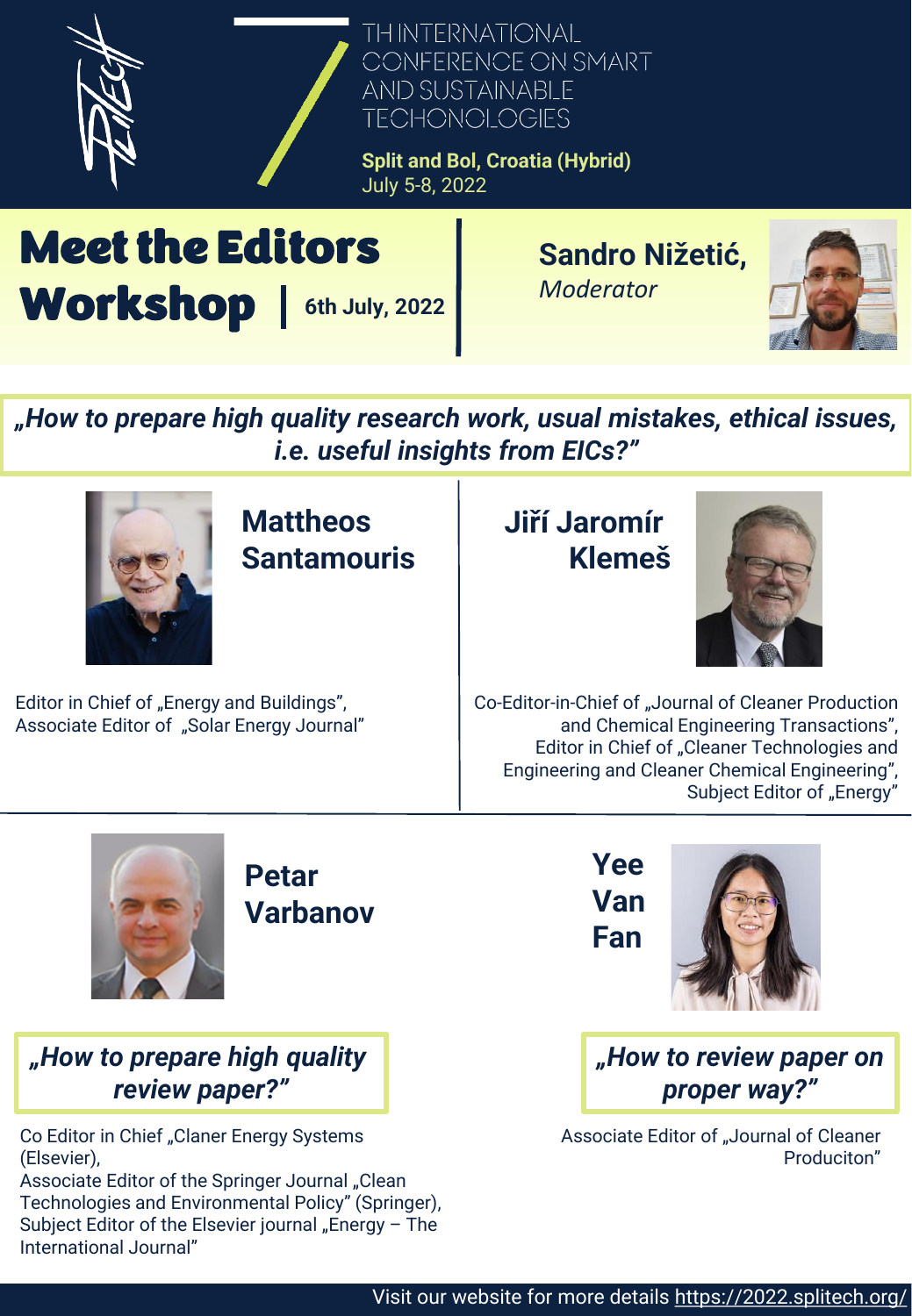7TH INTERNATIONAL CONFERENCE ON SMART AND SUSTAINABLE TECHONOLOGIES

**Split and Bol, Croatia (Hybrid)**
July 5-8, 2022

# Meet the Editors Workshop | 6th July, 2022

**Sandro Nižetić,**
*Moderator*

***„How to prepare high quality research work, usual mistakes, ethical issues, i.e. useful insights from EICs?"***

## Mattheos Santamouris

Editor in Chief of „Energy and Buildings", Associate Editor of „Solar Energy Journal"

## Jiří Jaromír Klemeš

Co-Editor-in-Chief of „Journal of Cleaner Production and Chemical Engineering Transactions", Editor in Chief of „Cleaner Technologies and Engineering and Cleaner Chemical Engineering", Subject Editor of „Energy"

## Petar Varbanov

***„How to prepare high quality review paper?"***

Co Editor in Chief „Claner Energy Systems (Elsevier),
Associate Editor of the Springer Journal „Clean Technologies and Environmental Policy" (Springer),
Subject Editor of the Elsevier journal „Energy – The International Journal"

## Yee Van Fan

***„How to review paper on proper way?"***

Associate Editor of „Journal of Cleaner Produciton"

Visit our website for more details https://2022.splitech.org/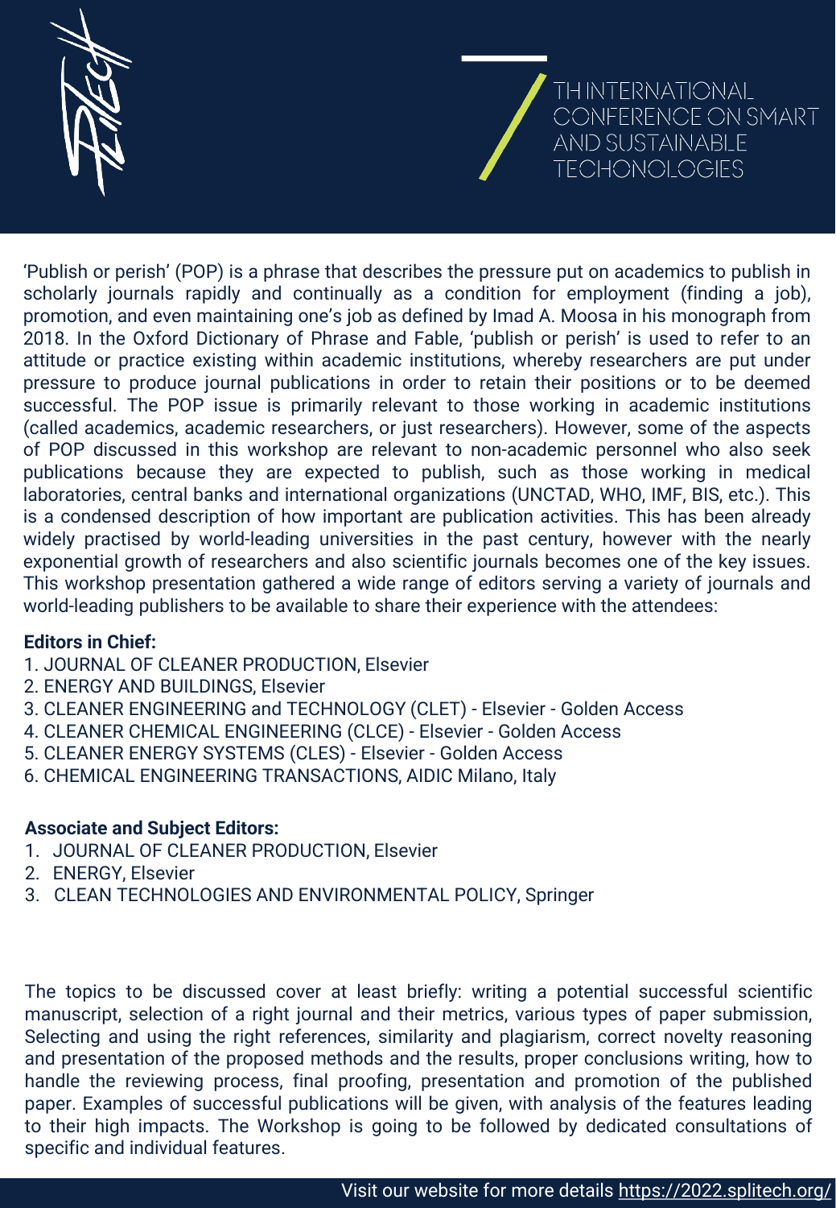# 7TH INTERNATIONAL CONFERENCE ON SMART AND SUSTAINABLE TECHONOLOGIES

'Publish or perish' (POP) is a phrase that describes the pressure put on academics to publish in scholarly journals rapidly and continually as a condition for employment (finding a job), promotion, and even maintaining one's job as defined by Imad A. Moosa in his monograph from 2018. In the Oxford Dictionary of Phrase and Fable, 'publish or perish' is used to refer to an attitude or practice existing within academic institutions, whereby researchers are put under pressure to produce journal publications in order to retain their positions or to be deemed successful. The POP issue is primarily relevant to those working in academic institutions (called academics, academic researchers, or just researchers). However, some of the aspects of POP discussed in this workshop are relevant to non-academic personnel who also seek publications because they are expected to publish, such as those working in medical laboratories, central banks and international organizations (UNCTAD, WHO, IMF, BIS, etc.). This is a condensed description of how important are publication activities. This has been already widely practised by world-leading universities in the past century, however with the nearly exponential growth of researchers and also scientific journals becomes one of the key issues. This workshop presentation gathered a wide range of editors serving a variety of journals and world-leading publishers to be available to share their experience with the attendees:

**Editors in Chief:**

1. JOURNAL OF CLEANER PRODUCTION, Elsevier
2. ENERGY AND BUILDINGS, Elsevier
3. CLEANER ENGINEERING and TECHNOLOGY (CLET) - Elsevier - Golden Access
4. CLEANER CHEMICAL ENGINEERING (CLCE) - Elsevier - Golden Access
5. CLEANER ENERGY SYSTEMS (CLES) - Elsevier - Golden Access
6. CHEMICAL ENGINEERING TRANSACTIONS, AIDIC Milano, Italy

**Associate and Subject Editors:**

1. JOURNAL OF CLEANER PRODUCTION, Elsevier
2. ENERGY, Elsevier
3. CLEAN TECHNOLOGIES AND ENVIRONMENTAL POLICY, Springer

The topics to be discussed cover at least briefly: writing a potential successful scientific manuscript, selection of a right journal and their metrics, various types of paper submission, Selecting and using the right references, similarity and plagiarism, correct novelty reasoning and presentation of the proposed methods and the results, proper conclusions writing, how to handle the reviewing process, final proofing, presentation and promotion of the published paper. Examples of successful publications will be given, with analysis of the features leading to their high impacts. The Workshop is going to be followed by dedicated consultations of specific and individual features.

Visit our website for more details https://2022.splitech.org/